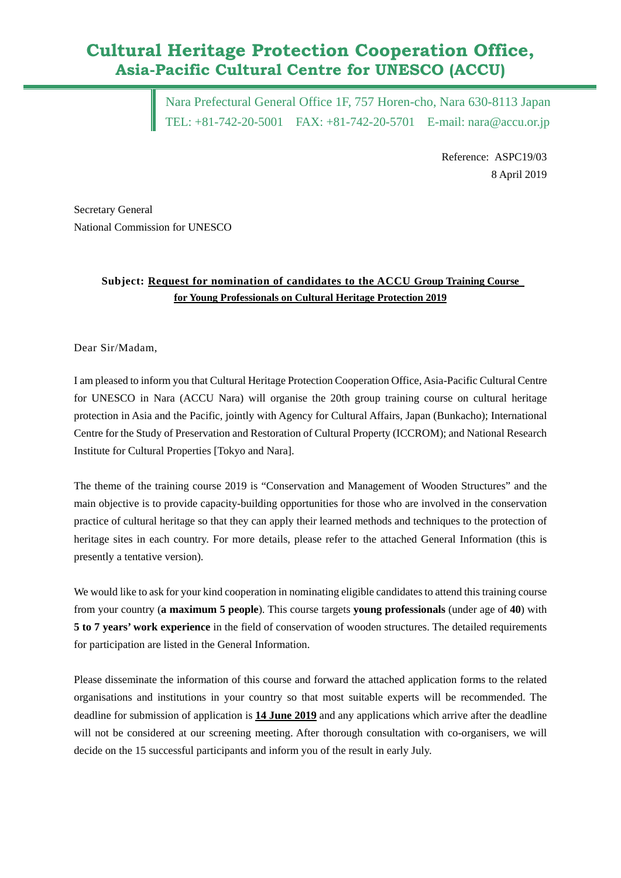# Cultural Heritage Protection Cooperation Office,
## Asia-Pacific Cultural Centre for UNESCO (ACCU)

Nara Prefectural General Office 1F, 757 Horen-cho, Nara 630-8113 Japan
TEL: +81-742-20-5001 FAX: +81-742-20-5701 E-mail: nara@accu.or.jp

Reference: ASPC19/03
8 April 2019

Secretary General
National Commission for UNESCO

**Subject: Request for nomination of candidates to the ACCU Group Training Course for Young Professionals on Cultural Heritage Protection 2019**

Dear Sir/Madam,

I am pleased to inform you that Cultural Heritage Protection Cooperation Office, Asia-Pacific Cultural Centre for UNESCO in Nara (ACCU Nara) will organise the 20th group training course on cultural heritage protection in Asia and the Pacific, jointly with Agency for Cultural Affairs, Japan (Bunkacho); International Centre for the Study of Preservation and Restoration of Cultural Property (ICCROM); and National Research Institute for Cultural Properties [Tokyo and Nara].

The theme of the training course 2019 is "Conservation and Management of Wooden Structures" and the main objective is to provide capacity-building opportunities for those who are involved in the conservation practice of cultural heritage so that they can apply their learned methods and techniques to the protection of heritage sites in each country. For more details, please refer to the attached General Information (this is presently a tentative version).

We would like to ask for your kind cooperation in nominating eligible candidates to attend this training course from your country (**a maximum 5 people**). This course targets **young professionals** (under age of **40**) with **5 to 7 years' work experience** in the field of conservation of wooden structures. The detailed requirements for participation are listed in the General Information.

Please disseminate the information of this course and forward the attached application forms to the related organisations and institutions in your country so that most suitable experts will be recommended. The deadline for submission of application is **14 June 2019** and any applications which arrive after the deadline will not be considered at our screening meeting. After thorough consultation with co-organisers, we will decide on the 15 successful participants and inform you of the result in early July.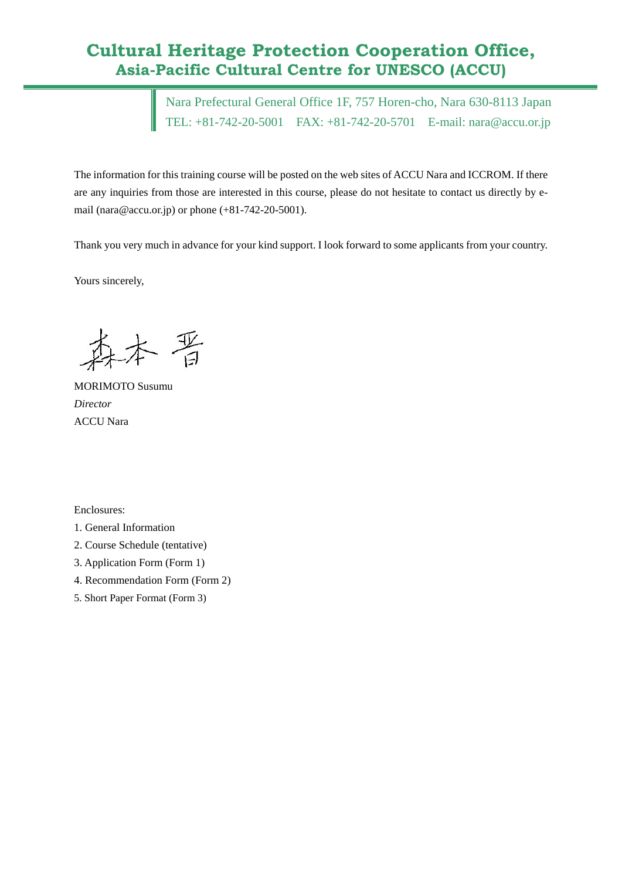# Cultural Heritage Protection Cooperation Office,
## Asia-Pacific Cultural Centre for UNESCO (ACCU)

Nara Prefectural General Office 1F, 757 Horen-cho, Nara 630-8113 Japan
TEL: +81-742-20-5001 FAX: +81-742-20-5701 E-mail: nara@accu.or.jp

The information for this training course will be posted on the web sites of ACCU Nara and ICCROM. If there are any inquiries from those are interested in this course, please do not hesitate to contact us directly by e-mail (nara@accu.or.jp) or phone (+81-742-20-5001).

Thank you very much in advance for your kind support. I look forward to some applicants from your country.

Yours sincerely,

森本 晋

MORIMOTO Susumu
*Director*
ACCU Nara

Enclosures:
1. General Information
2. Course Schedule (tentative)
3. Application Form (Form 1)
4. Recommendation Form (Form 2)
5. Short Paper Format (Form 3)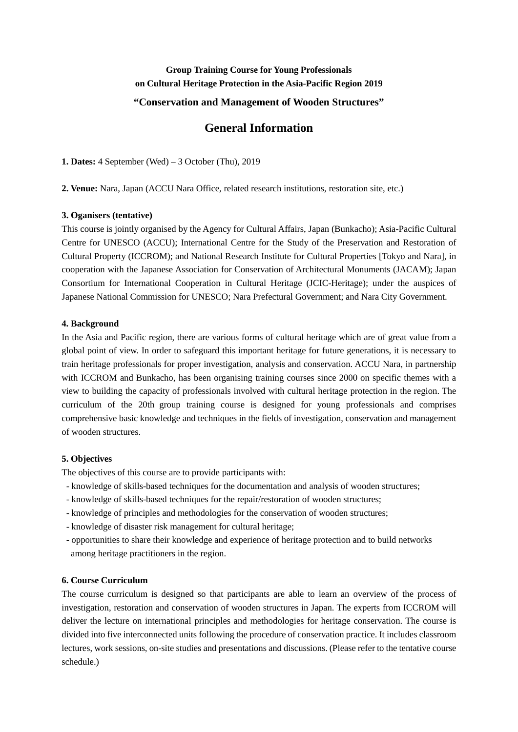**Group Training Course for Young Professionals on Cultural Heritage Protection in the Asia-Pacific Region 2019**

**"Conservation and Management of Wooden Structures"**

# General Information

**1. Dates:** 4 September (Wed) – 3 October (Thu), 2019

**2. Venue:** Nara, Japan (ACCU Nara Office, related research institutions, restoration site, etc.)

**3. Oganisers (tentative)**

This course is jointly organised by the Agency for Cultural Affairs, Japan (Bunkacho); Asia-Pacific Cultural Centre for UNESCO (ACCU); International Centre for the Study of the Preservation and Restoration of Cultural Property (ICCROM); and National Research Institute for Cultural Properties [Tokyo and Nara], in cooperation with the Japanese Association for Conservation of Architectural Monuments (JACAM); Japan Consortium for International Cooperation in Cultural Heritage (JCIC-Heritage); under the auspices of Japanese National Commission for UNESCO; Nara Prefectural Government; and Nara City Government.

**4. Background**

In the Asia and Pacific region, there are various forms of cultural heritage which are of great value from a global point of view. In order to safeguard this important heritage for future generations, it is necessary to train heritage professionals for proper investigation, analysis and conservation. ACCU Nara, in partnership with ICCROM and Bunkacho, has been organising training courses since 2000 on specific themes with a view to building the capacity of professionals involved with cultural heritage protection in the region. The curriculum of the 20th group training course is designed for young professionals and comprises comprehensive basic knowledge and techniques in the fields of investigation, conservation and management of wooden structures.

**5. Objectives**

The objectives of this course are to provide participants with:

- knowledge of skills-based techniques for the documentation and analysis of wooden structures;
- knowledge of skills-based techniques for the repair/restoration of wooden structures;
- knowledge of principles and methodologies for the conservation of wooden structures;
- knowledge of disaster risk management for cultural heritage;
- opportunities to share their knowledge and experience of heritage protection and to build networks among heritage practitioners in the region.

**6. Course Curriculum**

The course curriculum is designed so that participants are able to learn an overview of the process of investigation, restoration and conservation of wooden structures in Japan. The experts from ICCROM will deliver the lecture on international principles and methodologies for heritage conservation. The course is divided into five interconnected units following the procedure of conservation practice. It includes classroom lectures, work sessions, on-site studies and presentations and discussions. (Please refer to the tentative course schedule.)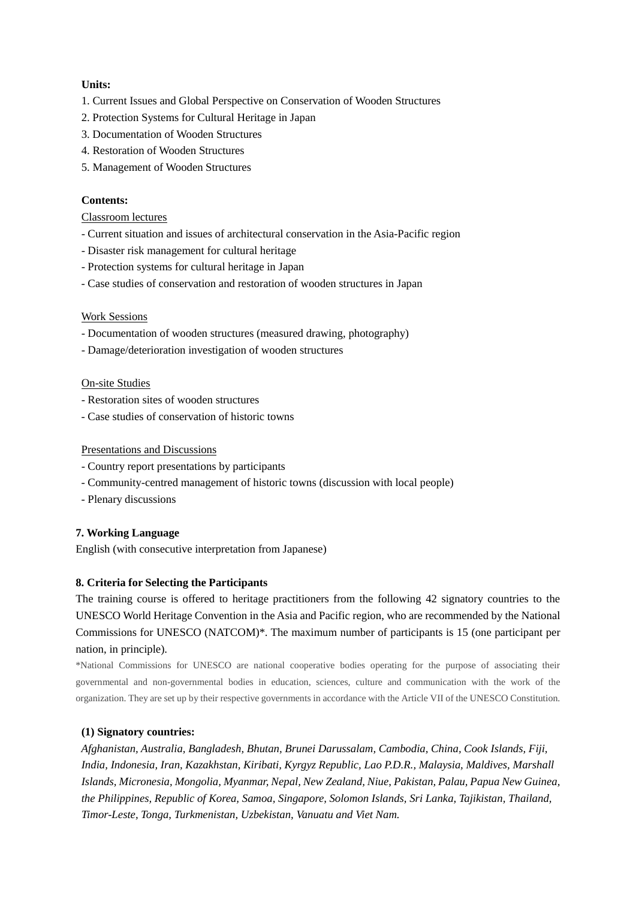**Units:**

1. Current Issues and Global Perspective on Conservation of Wooden Structures
2. Protection Systems for Cultural Heritage in Japan
3. Documentation of Wooden Structures
4. Restoration of Wooden Structures
5. Management of Wooden Structures

**Contents:**

<u>Classroom lectures</u>

- Current situation and issues of architectural conservation in the Asia-Pacific region
- Disaster risk management for cultural heritage
- Protection systems for cultural heritage in Japan
- Case studies of conservation and restoration of wooden structures in Japan

<u>Work Sessions</u>

- Documentation of wooden structures (measured drawing, photography)
- Damage/deterioration investigation of wooden structures

<u>On-site Studies</u>

- Restoration sites of wooden structures
- Case studies of conservation of historic towns

<u>Presentations and Discussions</u>

- Country report presentations by participants
- Community-centred management of historic towns (discussion with local people)
- Plenary discussions

**7. Working Language**

English (with consecutive interpretation from Japanese)

**8. Criteria for Selecting the Participants**

The training course is offered to heritage practitioners from the following 42 signatory countries to the UNESCO World Heritage Convention in the Asia and Pacific region, who are recommended by the National Commissions for UNESCO (NATCOM)*. The maximum number of participants is 15 (one participant per nation, in principle).

*National Commissions for UNESCO are national cooperative bodies operating for the purpose of associating their governmental and non-governmental bodies in education, sciences, culture and communication with the work of the organization. They are set up by their respective governments in accordance with the Article VII of the UNESCO Constitution.

**(1) Signatory countries:**

*Afghanistan, Australia, Bangladesh, Bhutan, Brunei Darussalam, Cambodia, China, Cook Islands, Fiji, India, Indonesia, Iran, Kazakhstan, Kiribati, Kyrgyz Republic, Lao P.D.R., Malaysia, Maldives, Marshall Islands, Micronesia, Mongolia, Myanmar, Nepal, New Zealand, Niue, Pakistan, Palau, Papua New Guinea, the Philippines, Republic of Korea, Samoa, Singapore, Solomon Islands, Sri Lanka, Tajikistan, Thailand, Timor-Leste, Tonga, Turkmenistan, Uzbekistan, Vanuatu and Viet Nam.*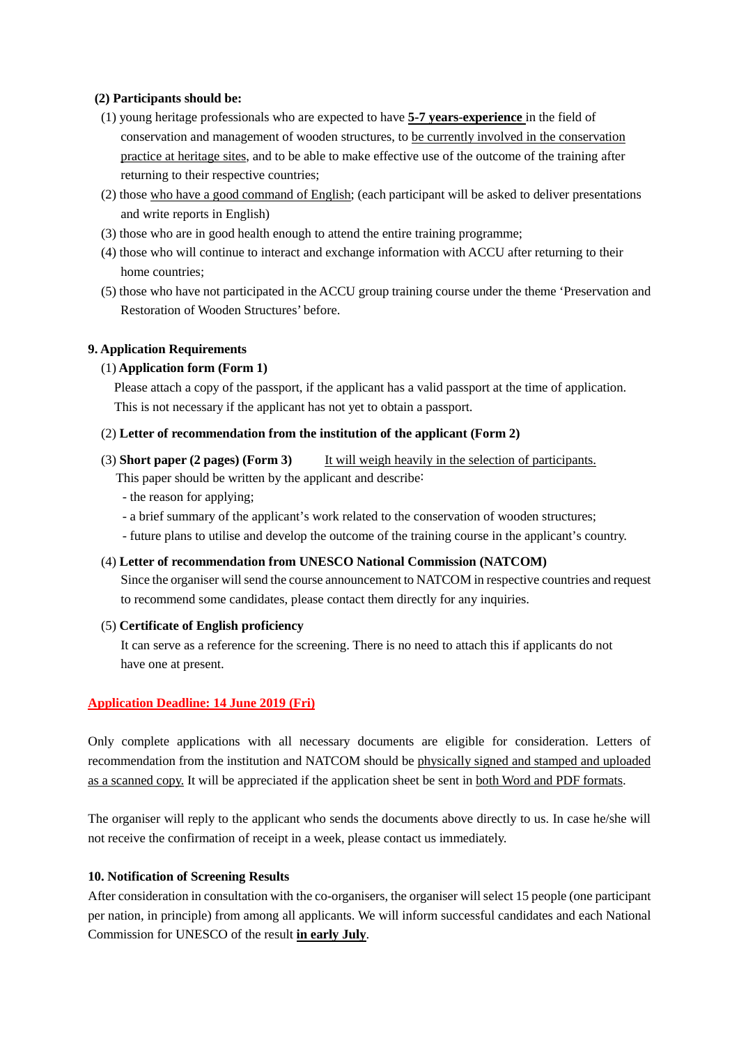**(2) Participants should be:**

(1) young heritage professionals who are expected to have **5-7 years-experience** in the field of conservation and management of wooden structures, to be currently involved in the conservation practice at heritage sites, and to be able to make effective use of the outcome of the training after returning to their respective countries;

(2) those who have a good command of English; (each participant will be asked to deliver presentations and write reports in English)

(3) those who are in good health enough to attend the entire training programme;

(4) those who will continue to interact and exchange information with ACCU after returning to their home countries;

(5) those who have not participated in the ACCU group training course under the theme 'Preservation and Restoration of Wooden Structures' before.

**9. Application Requirements**

(1) **Application form (Form 1)**

Please attach a copy of the passport, if the applicant has a valid passport at the time of application. This is not necessary if the applicant has not yet to obtain a passport.

(2) **Letter of recommendation from the institution of the applicant (Form 2)**

(3) **Short paper (2 pages) (Form 3)** It will weigh heavily in the selection of participants.

This paper should be written by the applicant and describe:

- the reason for applying;
- a brief summary of the applicant's work related to the conservation of wooden structures;
- future plans to utilise and develop the outcome of the training course in the applicant's country.

(4) **Letter of recommendation from UNESCO National Commission (NATCOM)**

Since the organiser will send the course announcement to NATCOM in respective countries and request to recommend some candidates, please contact them directly for any inquiries.

(5) **Certificate of English proficiency**

It can serve as a reference for the screening. There is no need to attach this if applicants do not have one at present.

**Application Deadline: 14 June 2019 (Fri)**

Only complete applications with all necessary documents are eligible for consideration. Letters of recommendation from the institution and NATCOM should be physically signed and stamped and uploaded as a scanned copy. It will be appreciated if the application sheet be sent in both Word and PDF formats.

The organiser will reply to the applicant who sends the documents above directly to us. In case he/she will not receive the confirmation of receipt in a week, please contact us immediately.

**10. Notification of Screening Results**

After consideration in consultation with the co-organisers, the organiser will select 15 people (one participant per nation, in principle) from among all applicants. We will inform successful candidates and each National Commission for UNESCO of the result **in early July**.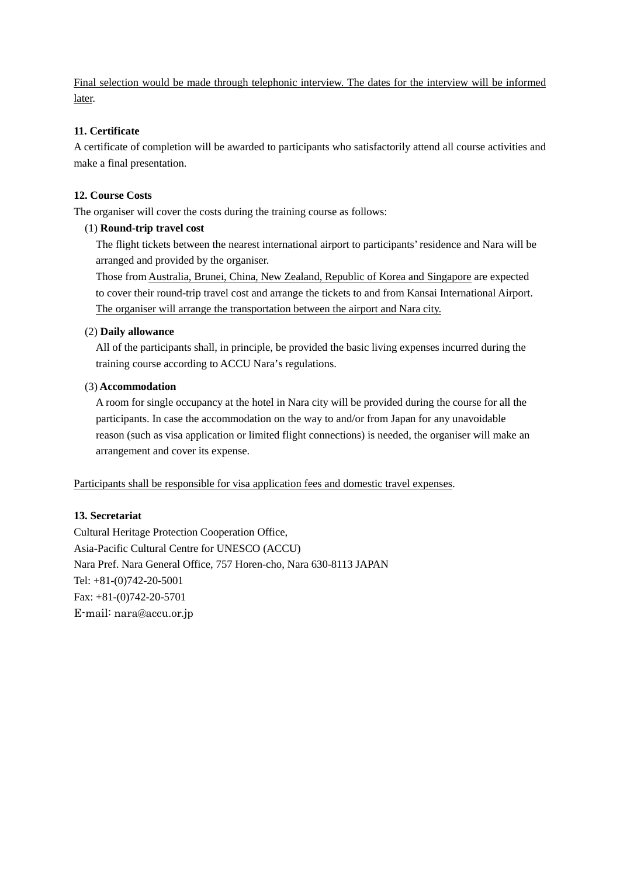Final selection would be made through telephonic interview. The dates for the interview will be informed later.

**11. Certificate**

A certificate of completion will be awarded to participants who satisfactorily attend all course activities and make a final presentation.

**12. Course Costs**

The organiser will cover the costs during the training course as follows:

(1) **Round-trip travel cost**

The flight tickets between the nearest international airport to participants' residence and Nara will be arranged and provided by the organiser.

Those from Australia, Brunei, China, New Zealand, Republic of Korea and Singapore are expected to cover their round-trip travel cost and arrange the tickets to and from Kansai International Airport. The organiser will arrange the transportation between the airport and Nara city.

(2) **Daily allowance**

All of the participants shall, in principle, be provided the basic living expenses incurred during the training course according to ACCU Nara's regulations.

(3) **Accommodation**

A room for single occupancy at the hotel in Nara city will be provided during the course for all the participants. In case the accommodation on the way to and/or from Japan for any unavoidable reason (such as visa application or limited flight connections) is needed, the organiser will make an arrangement and cover its expense.

Participants shall be responsible for visa application fees and domestic travel expenses.

**13. Secretariat**

Cultural Heritage Protection Cooperation Office,
Asia-Pacific Cultural Centre for UNESCO (ACCU)
Nara Pref. Nara General Office, 757 Horen-cho, Nara 630-8113 JAPAN
Tel: +81-(0)742-20-5001
Fax: +81-(0)742-20-5701
E-mail: nara@accu.or.jp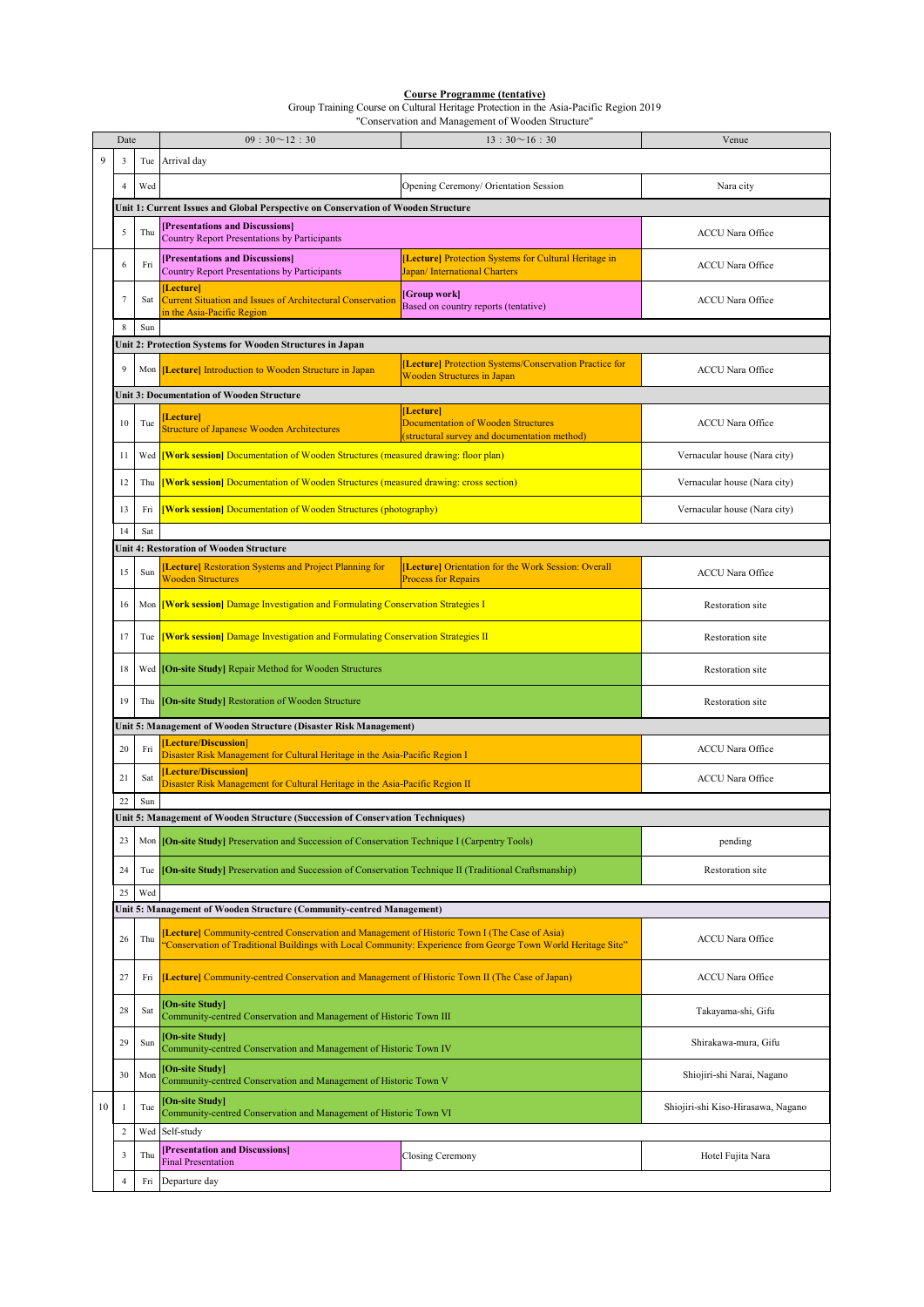**Course Programme (tentative)**

Group Training Course on Cultural Heritage Protection in the Asia-Pacific Region 2019
"Conservation and Management of Wooden Structure"

| Date | | | 09：30～12：30 | 13：30～16：30 | Venue |
|---|---|---|---|---|---|
| 9 | 3 | Tue | Arrival day | | |
| | 4 | Wed | | Opening Ceremony/ Orientation Session | Nara city |
| **Unit 1: Current Issues and Global Perspective on Conservation of Wooden Structure** | | | | | |
| | 5 | Thu | **[Presentations and Discussions]** Country Report Presentations by Participants | | ACCU Nara Office |
| | 6 | Fri | **[Presentations and Discussions]** Country Report Presentations by Participants | **[Lecture]** Protection Systems for Cultural Heritage in Japan/ International Charters | ACCU Nara Office |
| | 7 | Sat | **[Lecture]** Current Situation and Issues of Architectural Conservation in the Asia-Pacific Region | **[Group work]** Based on country reports (tentative) | ACCU Nara Office |
| | 8 | Sun | | | |
| **Unit 2: Protection Systems for Wooden Structures in Japan** | | | | | |
| | 9 | Mon | **[Lecture]** Introduction to Wooden Structure in Japan | **[Lecture]** Protection Systems/Conservation Practice for Wooden Structures in Japan | ACCU Nara Office |
| **Unit 3: Documentation of Wooden Structure** | | | | | |
| | 10 | Tue | **[Lecture]** Structure of Japanese Wooden Architectures | **[Lecture]** Documentation of Wooden Structures (structural survey and documentation method) | ACCU Nara Office |
| | 11 | Wed | **[Work session]** Documentation of Wooden Structures (measured drawing: floor plan) | | Vernacular house (Nara city) |
| | 12 | Thu | **[Work session]** Documentation of Wooden Structures (measured drawing: cross section) | | Vernacular house (Nara city) |
| | 13 | Fri | **[Work session]** Documentation of Wooden Structures (photography) | | Vernacular house (Nara city) |
| | 14 | Sat | | | |
| **Unit 4: Restoration of Wooden Structure** | | | | | |
| | 15 | Sun | **[Lecture]** Restoration Systems and Project Planning for Wooden Structures | **[Lecture]** Orientation for the Work Session: Overall Process for Repairs | ACCU Nara Office |
| | 16 | Mon | **[Work session]** Damage Investigation and Formulating Conservation Strategies I | | Restoration site |
| | 17 | Tue | **[Work session]** Damage Investigation and Formulating Conservation Strategies II | | Restoration site |
| | 18 | Wed | **[On-site Study]** Repair Method for Wooden Structures | | Restoration site |
| | 19 | Thu | **[On-site Study]** Restoration of Wooden Structure | | Restoration site |
| **Unit 5: Management of Wooden Structure (Disaster Risk Management)** | | | | | |
| | 20 | Fri | **[Lecture/Discussion]** Disaster Risk Management for Cultural Heritage in the Asia-Pacific Region I | | ACCU Nara Office |
| | 21 | Sat | **[Lecture/Discussion]** Disaster Risk Management for Cultural Heritage in the Asia-Pacific Region II | | ACCU Nara Office |
| | 22 | Sun | | | |
| **Unit 5: Management of Wooden Structure (Succession of Conservation Techniques)** | | | | | |
| | 23 | Mon | **[On-site Study]** Preservation and Succession of Conservation Technique I (Carpentry Tools) | | pending |
| | 24 | Tue | **[On-site Study]** Preservation and Succession of Conservation Technique II (Traditional Craftsmanship) | | Restoration site |
| | 25 | Wed | | | |
| **Unit 5: Management of Wooden Structure (Community-centred Management)** | | | | | |
| | 26 | Thu | **[Lecture]** Community-centred Conservation and Management of Historic Town I (The Case of Asia) "Conservation of Traditional Buildings with Local Community: Experience from George Town World Heritage Site" | | ACCU Nara Office |
| | 27 | Fri | **[Lecture]** Community-centred Conservation and Management of Historic Town II (The Case of Japan) | | ACCU Nara Office |
| | 28 | Sat | **[On-site Study]** Community-centred Conservation and Management of Historic Town III | | Takayama-shi, Gifu |
| | 29 | Sun | **[On-site Study]** Community-centred Conservation and Management of Historic Town IV | | Shirakawa-mura, Gifu |
| | 30 | Mon | **[On-site Study]** Community-centred Conservation and Management of Historic Town V | | Shiojiri-shi Narai, Nagano |
| 10 | 1 | Tue | **[On-site Study]** Community-centred Conservation and Management of Historic Town VI | | Shiojiri-shi Kiso-Hirasawa, Nagano |
| | 2 | Wed | Self-study | | |
| | 3 | Thu | **[Presentation and Discussions]** Final Presentation | Closing Ceremony | Hotel Fujita Nara |
| | 4 | Fri | Departure day | | |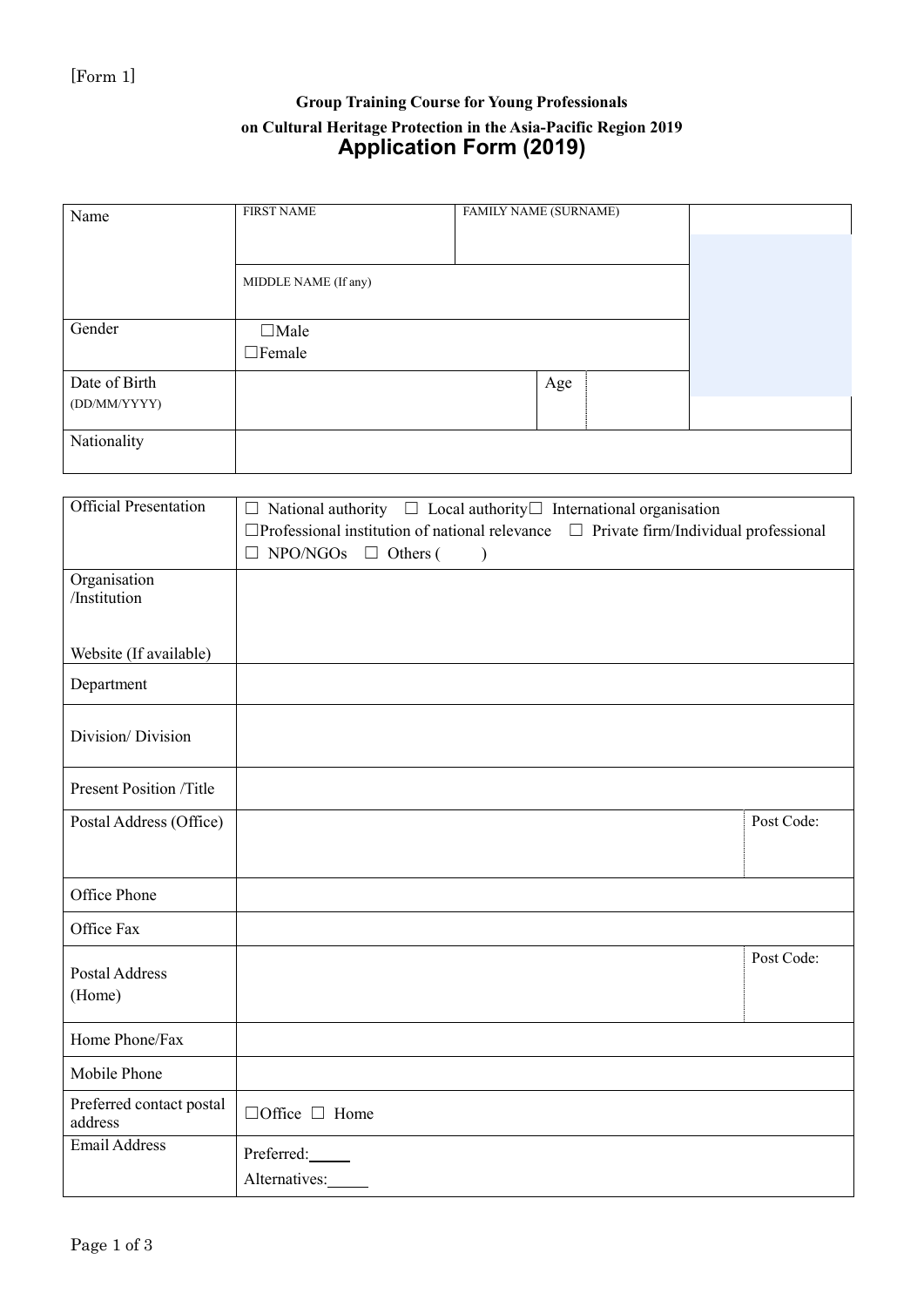[Form 1]

**Group Training Course for Young Professionals**

**on Cultural Heritage Protection in the Asia-Pacific Region 2019**

# Application Form (2019)

| Name | FIRST NAME | FAMILY NAME (SURNAME) | | |
|---|---|---|---|---|
| | MIDDLE NAME (If any) | | | |
| Gender | ☐Male ☐Female | | | |
| Date of Birth (DD/MM/YYYY) | | Age | | |
| Nationality | | | | |

| Official Presentation | ☐ National authority ☐ Local authority☐ International organisation ☐Professional institution of national relevance ☐ Private firm/Individual professional ☐ NPO/NGOs ☐ Others ( ) | |
|---|---|---|
| Organisation /Institution<br><br>Website (If available) | | |
| Department | | |
| Division/ Division | | |
| Present Position /Title | | |
| Postal Address (Office) | | Post Code: |
| Office Phone | | |
| Office Fax | | |
| Postal Address (Home) | | Post Code: |
| Home Phone/Fax | | |
| Mobile Phone | | |
| Preferred contact postal address | ☐Office ☐ Home | |
| Email Address | Preferred:_____<br>Alternatives:_____ | |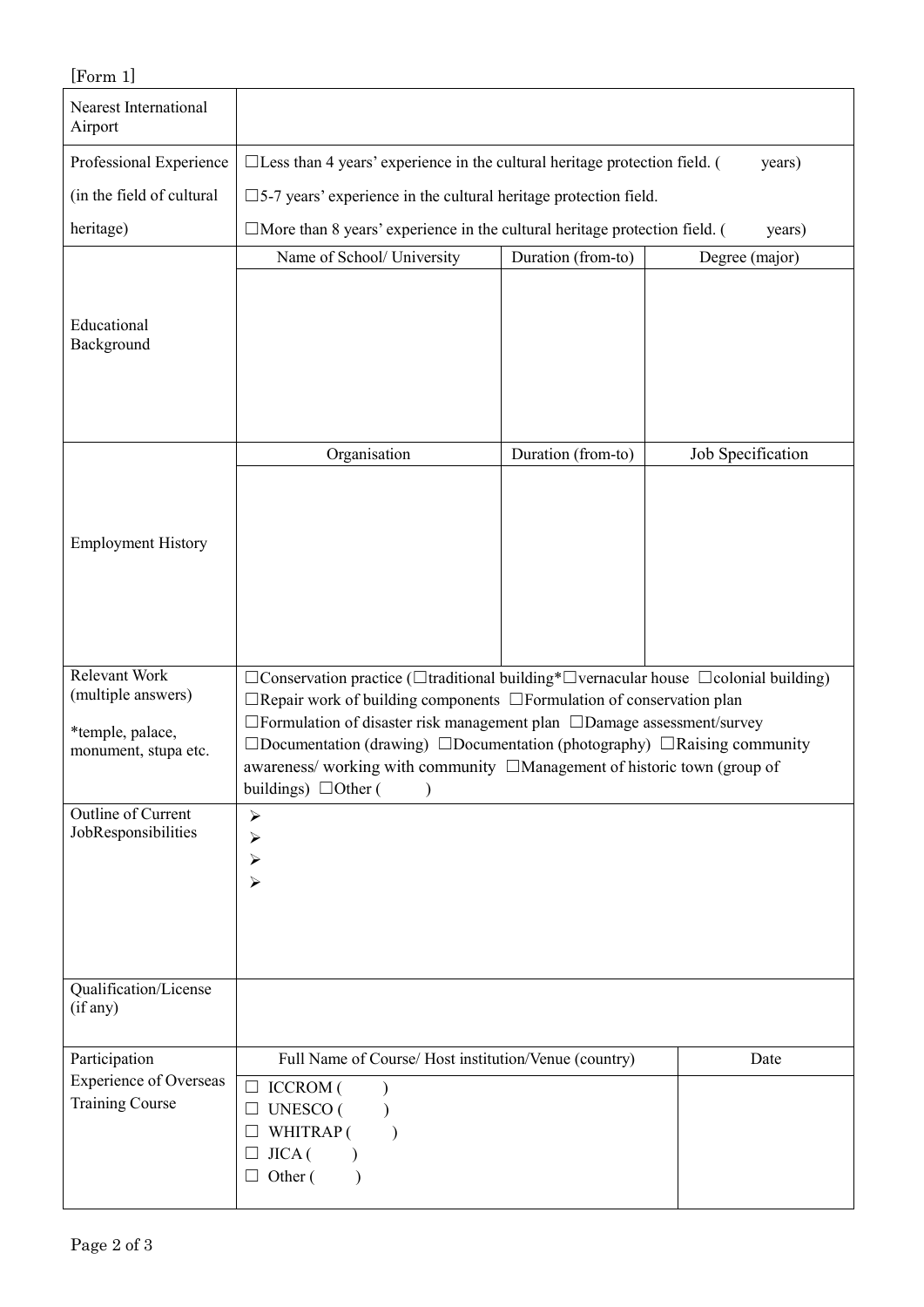[Form 1]

| | | | |
|---|---|---|---|
| Nearest International Airport | | | |
| Professional Experience (in the field of cultural heritage) | ☐Less than 4 years' experience in the cultural heritage protection field. (      years)<br>☐5-7 years' experience in the cultural heritage protection field.<br>☐More than 8 years' experience in the cultural heritage protection field. (      years) | | |
| Educational Background | Name of School/ University | Duration (from-to) | Degree (major) |
| | | | |
| Employment History | Organisation | Duration (from-to) | Job Specification |
| | | | |
| Relevant Work (multiple answers)<br><br>*temple, palace, monument, stupa etc. | ☐Conservation practice (☐traditional building*☐vernacular house ☐colonial building) ☐Repair work of building components ☐Formulation of conservation plan ☐Formulation of disaster risk management plan ☐Damage assessment/survey ☐Documentation (drawing) ☐Documentation (photography) ☐Raising community awareness/ working with community ☐Management of historic town (group of buildings) ☐Other (      ) | | |
| Outline of Current JobResponsibilities | ➢<br>➢<br>➢<br>➢ | | |
| Qualification/License (if any) | | | |
| Participation Experience of Overseas Training Course | Full Name of Course/ Host institution/Venue (country) | | Date |
| | ☐ ICCROM (      )<br>☐ UNESCO (      )<br>☐ WHITRAP (      )<br>☐ JICA (      )<br>☐ Other (      ) | | |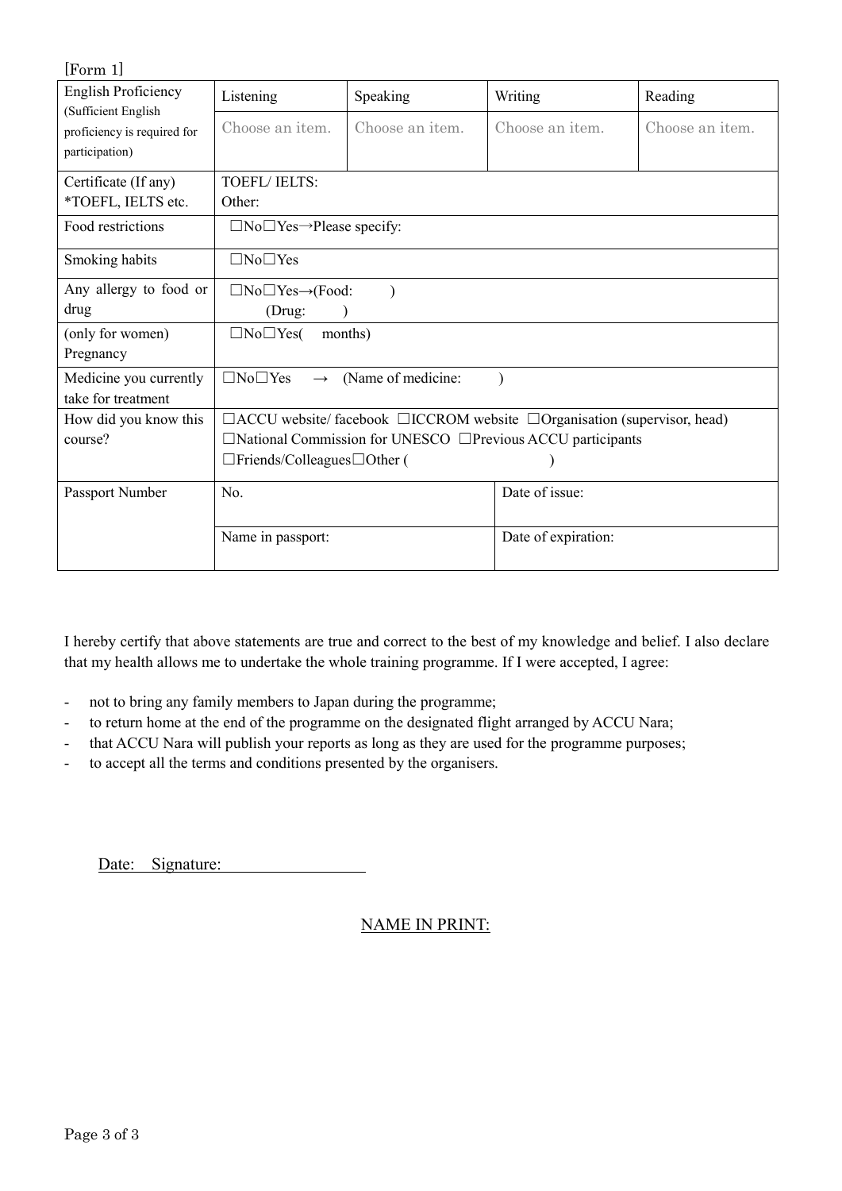[Form 1]

| English Proficiency (Sufficient English proficiency is required for participation) | Listening | Speaking | Writing | Reading |
|---|---|---|---|---|
| | Choose an item. | Choose an item. | Choose an item. | Choose an item. |
| Certificate (If any) *TOEFL, IELTS etc. | TOEFL/ IELTS: Other: | | | |
| Food restrictions | ☐No☐Yes→Please specify: | | | |
| Smoking habits | ☐No☐Yes | | | |
| Any allergy to food or drug | ☐No☐Yes→(Food: ) (Drug: ) | | | |
| (only for women) Pregnancy | ☐No☐Yes( months) | | | |
| Medicine you currently take for treatment | ☐No☐Yes → (Name of medicine: ) | | | |
| How did you know this course? | ☐ACCU website/ facebook ☐ICCROM website ☐Organisation (supervisor, head) ☐National Commission for UNESCO ☐Previous ACCU participants ☐Friends/Colleagues☐Other ( ) | | | |
| Passport Number | No. | | Date of issue: | |
| | Name in passport: | | Date of expiration: | |

I hereby certify that above statements are true and correct to the best of my knowledge and belief. I also declare that my health allows me to undertake the whole training programme. If I were accepted, I agree:

- not to bring any family members to Japan during the programme;
- to return home at the end of the programme on the designated flight arranged by ACCU Nara;
- that ACCU Nara will publish your reports as long as they are used for the programme purposes;
- to accept all the terms and conditions presented by the organisers.

Date: Signature: ________________

NAME IN PRINT: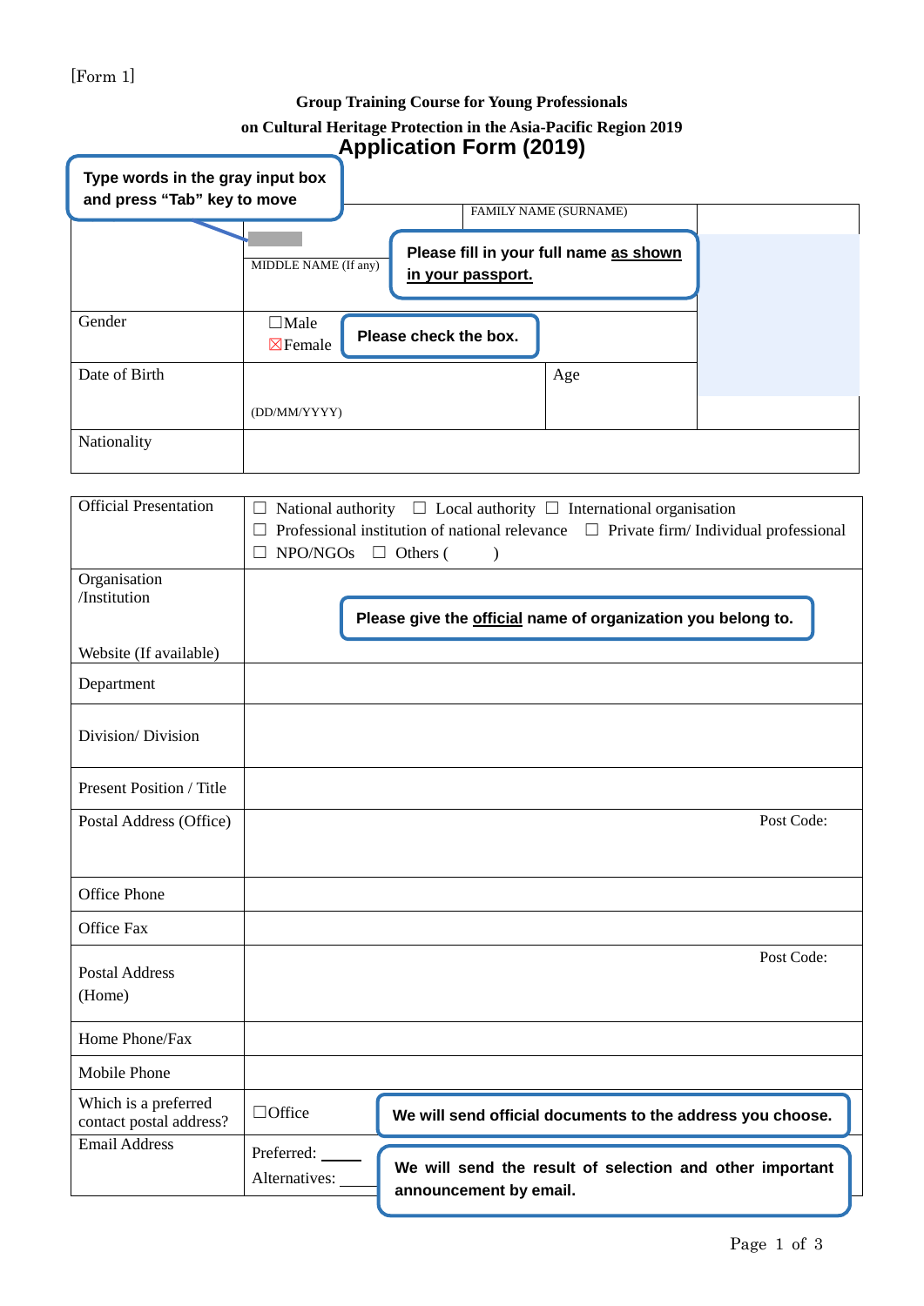[Form 1]

**Group Training Course for Young Professionals**

**on Cultural Heritage Protection in the Asia-Pacific Region 2019**

## Application Form (2019)

**Type words in the gray input box and press "Tab" key to move**

| | | FAMILY NAME (SURNAME) | |
|---|---|---|---|
| | MIDDLE NAME (If any) | **Please fill in your full name as shown in your passport.** | |
| Gender | ☐Male ☒Female | **Please check the box.** | |
| Date of Birth | (DD/MM/YYYY) | Age | |
| Nationality | | | |

| | |
|---|---|
| Official Presentation | ☐ National authority ☐ Local authority ☐ International organisation ☐ Professional institution of national relevance ☐ Private firm/ Individual professional ☐ NPO/NGOs ☐ Others ( ) |
| Organisation /Institution<br><br>Website (If available) | **Please give the official name of organization you belong to.** |
| Department | |
| Division/ Division | |
| Present Position / Title | |
| Postal Address (Office) | Post Code: |
| Office Phone | |
| Office Fax | |
| Postal Address (Home) | Post Code: |
| Home Phone/Fax | |
| Mobile Phone | |
| Which is a preferred contact postal address? | ☐Office **We will send official documents to the address you choose.** |
| Email Address | Preferred: \_\_\_\_<br>Alternatives: \_\_\_\_ **We will send the result of selection and other important announcement by email.** |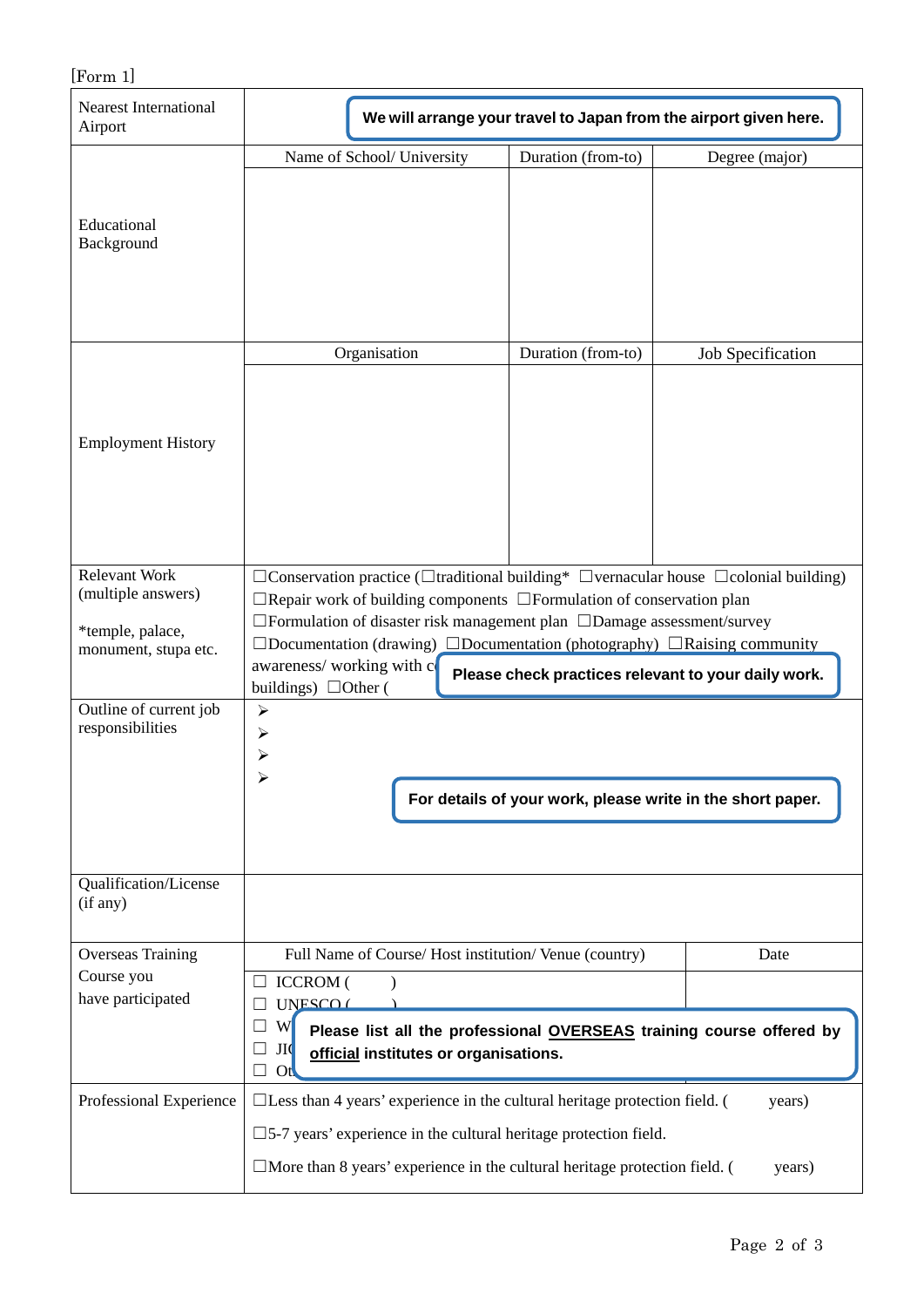[Form 1]

| Nearest International Airport | We will arrange your travel to Japan from the airport given here. | | |
|---|---|---|---|
| Educational Background | Name of School/ University | Duration (from-to) | Degree (major) |
| | | | |
| Employment History | Organisation | Duration (from-to) | Job Specification |
| | | | |
| Relevant Work (multiple answers)<br><br>*temple, palace, monument, stupa etc. | ☐Conservation practice (☐traditional building* ☐vernacular house ☐colonial building)<br>☐Repair work of building components ☐Formulation of conservation plan<br>☐Formulation of disaster risk management plan ☐Damage assessment/survey<br>☐Documentation (drawing) ☐Documentation (photography) ☐Raising community awareness/ working with c... buildings) ☐Other (<br>**Please check practices relevant to your daily work.** | | |
| Outline of current job responsibilities | ➢<br>➢<br>➢<br>➢<br>**For details of your work, please write in the short paper.** | | |
| Qualification/License (if any) | | | |
| Overseas Training Course you have participated | Full Name of Course/ Host institution/ Venue (country) | | Date |
| | ☐ ICCROM ( )<br>☐ UNESCO ( )<br>☐ W...<br>☐ JI...<br>☐ Ot...<br>**Please list all the professional <u>OVERSEAS</u> training course offered by <u>official</u> institutes or organisations.** | | |
| Professional Experience | ☐Less than 4 years' experience in the cultural heritage protection field. ( years)<br>☐5-7 years' experience in the cultural heritage protection field.<br>☐More than 8 years' experience in the cultural heritage protection field. ( years) | | |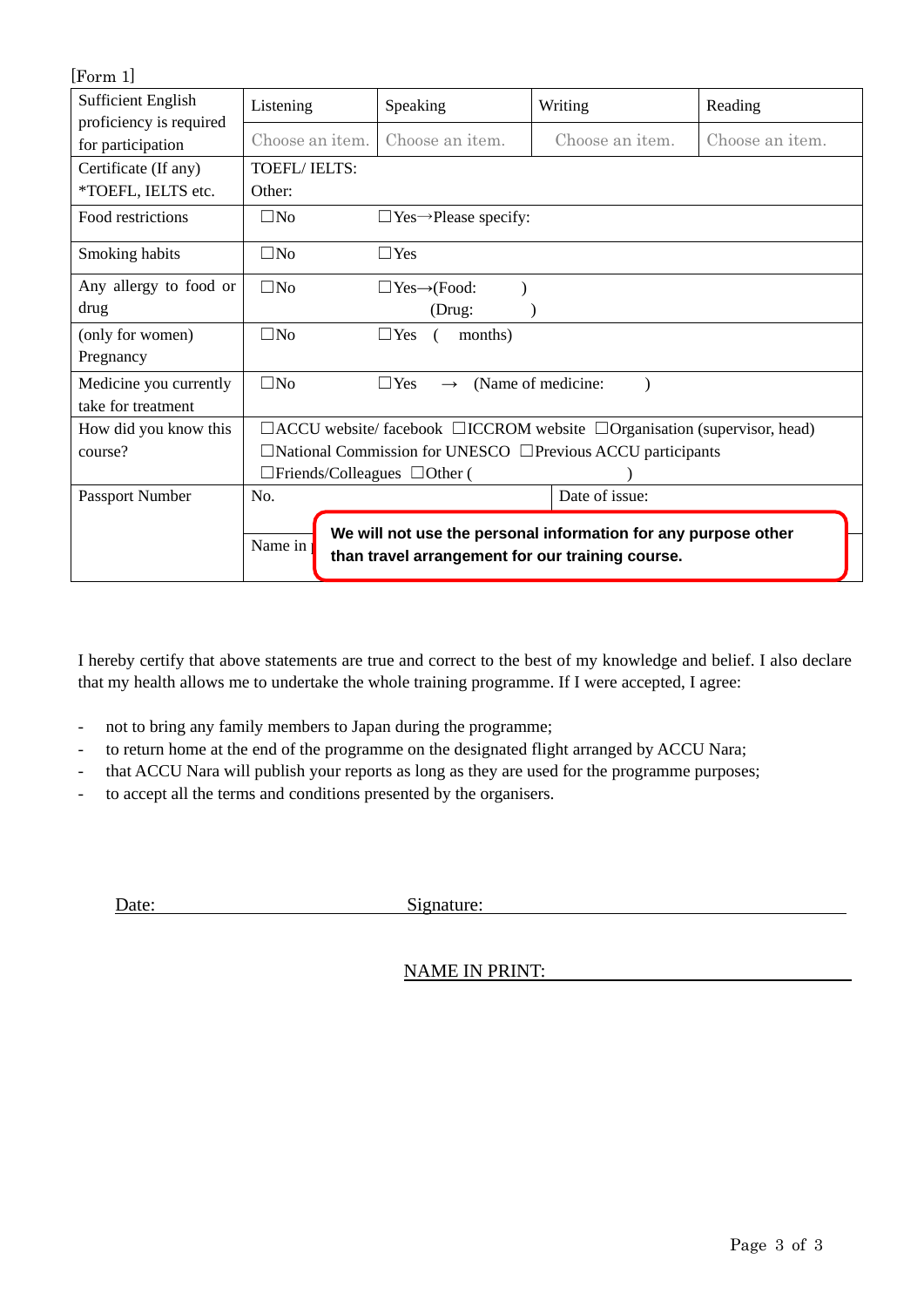[Form 1]

| Sufficient English proficiency is required for participation | Listening | Speaking | Writing | Reading |
|---|---|---|---|---|
| | Choose an item. | Choose an item. | Choose an item. | Choose an item. |
| Certificate (If any) *TOEFL, IELTS etc. | TOEFL/ IELTS: Other: | | | |
| Food restrictions | ☐No | ☐Yes→Please specify: | | |
| Smoking habits | ☐No | ☐Yes | | |
| Any allergy to food or drug | ☐No | ☐Yes→(Food: ) (Drug: ) | | |
| (only for women) Pregnancy | ☐No | ☐Yes ( months) | | |
| Medicine you currently take for treatment | ☐No | ☐Yes → (Name of medicine: ) | | |
| How did you know this course? | ☐ACCU website/ facebook ☐ICCROM website ☐Organisation (supervisor, head) ☐National Commission for UNESCO ☐Previous ACCU participants ☐Friends/Colleagues ☐Other ( ) | | | |
| Passport Number | No. | | Date of issue: | |
| | Name in | | | |

**We will not use the personal information for any purpose other than travel arrangement for our training course.**

I hereby certify that above statements are true and correct to the best of my knowledge and belief. I also declare that my health allows me to undertake the whole training programme. If I were accepted, I agree:

- not to bring any family members to Japan during the programme;
- to return home at the end of the programme on the designated flight arranged by ACCU Nara;
- that ACCU Nara will publish your reports as long as they are used for the programme purposes;
- to accept all the terms and conditions presented by the organisers.

Date: ____________________ Signature: ______________________________

NAME IN PRINT: ______________________________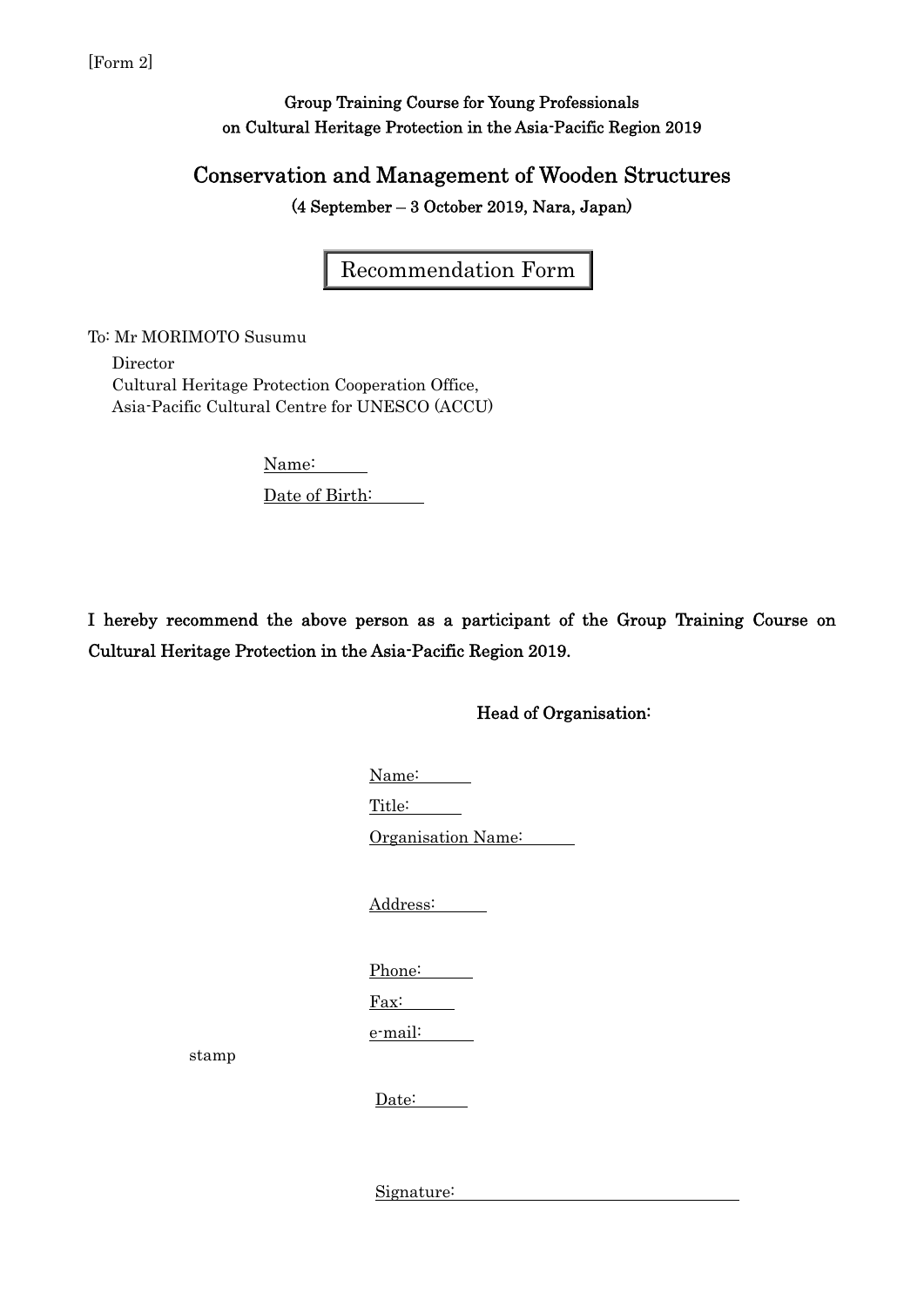[Form 2]

**Group Training Course for Young Professionals on Cultural Heritage Protection in the Asia-Pacific Region 2019**

## Conservation and Management of Wooden Structures

**(4 September – 3 October 2019, Nara, Japan)**

# Recommendation Form

To: Mr MORIMOTO Susumu
Director
Cultural Heritage Protection Cooperation Office,
Asia-Pacific Cultural Centre for UNESCO (ACCU)

Name:

Date of Birth:

**I hereby recommend the above person as a participant of the Group Training Course on Cultural Heritage Protection in the Asia-Pacific Region 2019.**

**Head of Organisation:**

Name:

Title:

Organisation Name:

Address:

Phone:

Fax:

e-mail:

stamp

Date:

Signature: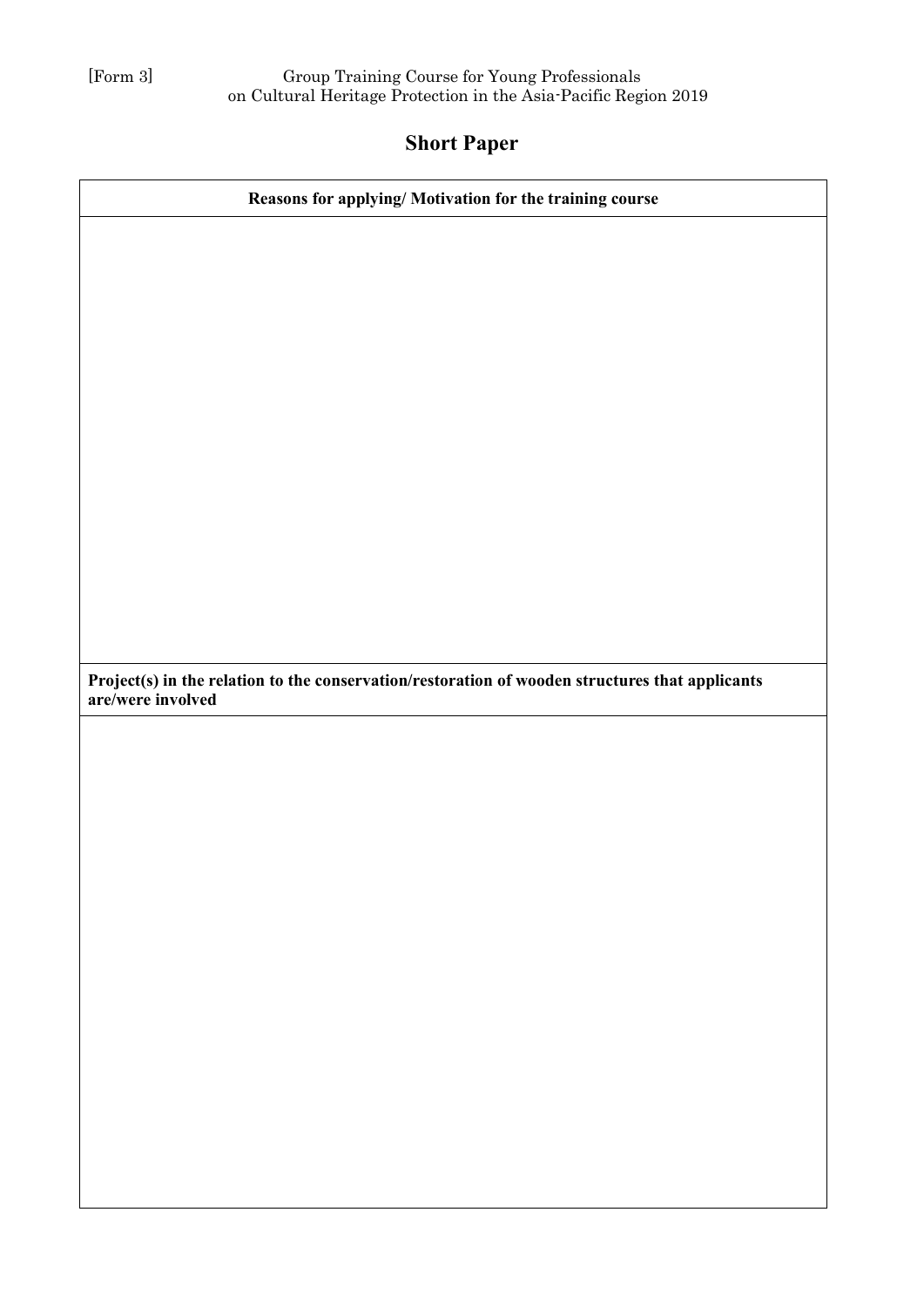[Form 3] Group Training Course for Young Professionals on Cultural Heritage Protection in the Asia-Pacific Region 2019

# Short Paper

| Reasons for applying/ Motivation for the training course |
| --- |
| |
| **Project(s) in the relation to the conservation/restoration of wooden structures that applicants are/were involved** |
| |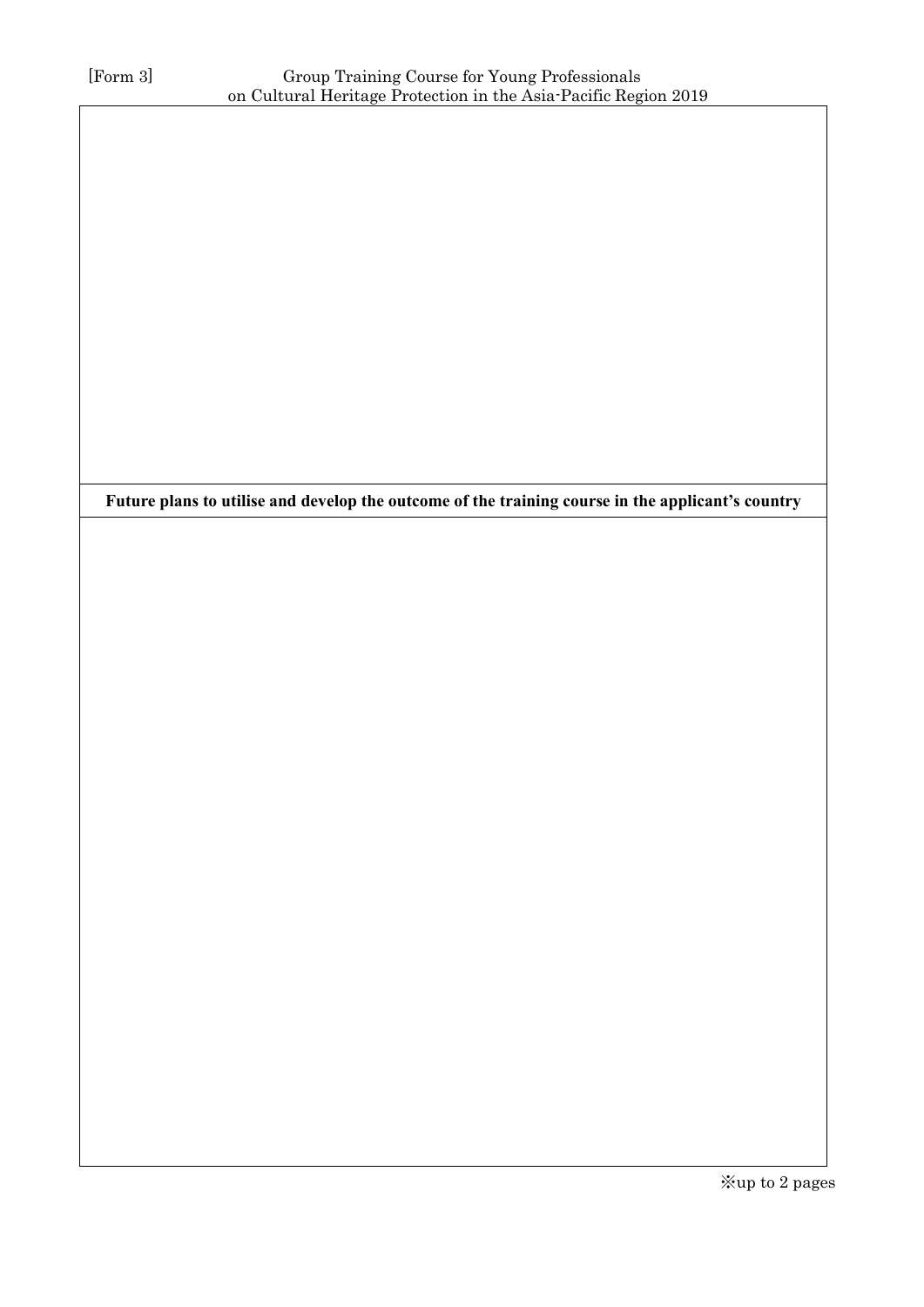[Form 3]

Group Training Course for Young Professionals on Cultural Heritage Protection in the Asia-Pacific Region 2019

| |
|---|
| |
| **Future plans to utilise and develop the outcome of the training course in the applicant's country** |
| |

※up to 2 pages